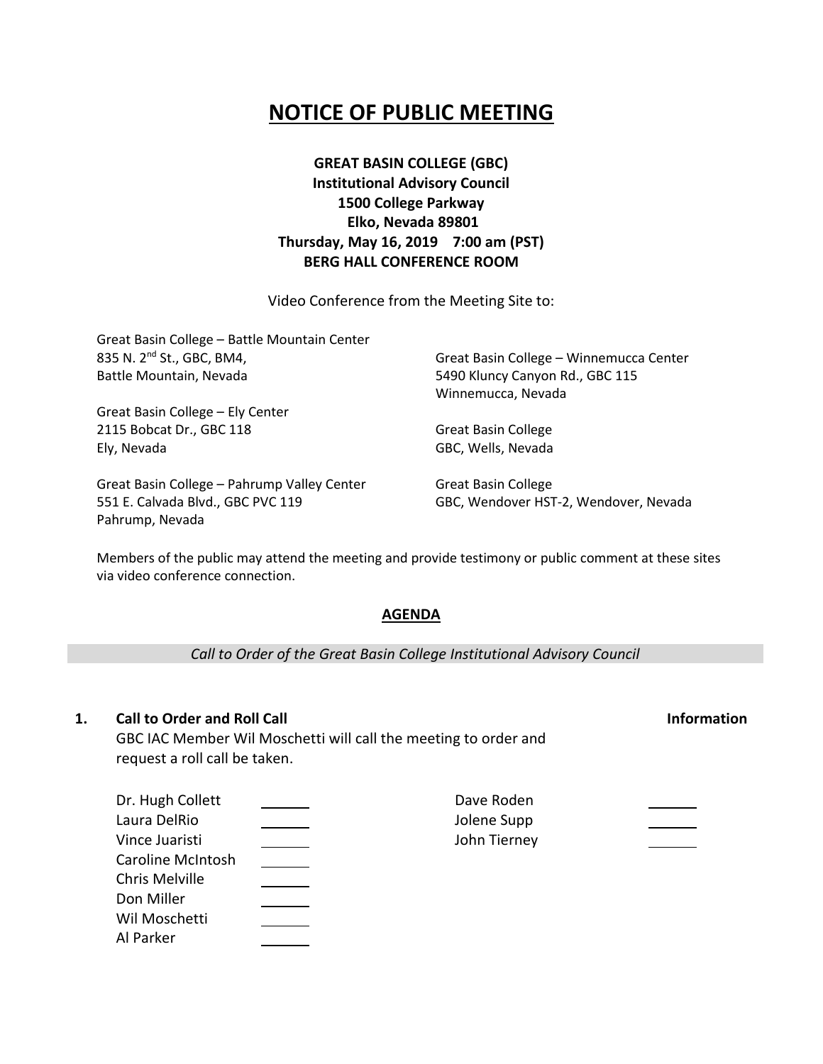# NOTICE OF PUBLIC MEETING

**GREAT BASIN COLLEGE (GBC)**
**Institutional Advisory Council**
**1500 College Parkway**
**Elko, Nevada 89801**
**Thursday, May 16, 2019 7:00 am (PST)**
**BERG HALL CONFERENCE ROOM**

Video Conference from the Meeting Site to:

Great Basin College – Battle Mountain Center
835 N. 2nd St., GBC, BM4,
Battle Mountain, Nevada

Great Basin College – Ely Center
2115 Bobcat Dr., GBC 118
Ely, Nevada

Great Basin College – Pahrump Valley Center
551 E. Calvada Blvd., GBC PVC 119
Pahrump, Nevada

Great Basin College – Winnemucca Center
5490 Kluncy Canyon Rd., GBC 115
Winnemucca, Nevada

Great Basin College
GBC, Wells, Nevada

Great Basin College
GBC, Wendover HST-2, Wendover, Nevada

Members of the public may attend the meeting and provide testimony or public comment at these sites via video conference connection.

## AGENDA

*Call to Order of the Great Basin College Institutional Advisory Council*

**1. Call to Order and Roll Call** — **Information**

GBC IAC Member Wil Moschetti will call the meeting to order and request a roll call be taken.

| | | | |
|---|---|---|---|
| Dr. Hugh Collett | ______ | Dave Roden | ______ |
| Laura DelRio | ______ | Jolene Supp | ______ |
| Vince Juaristi | ______ | John Tierney | ______ |
| Caroline McIntosh | ______ | | |
| Chris Melville | ______ | | |
| Don Miller | ______ | | |
| Wil Moschetti | ______ | | |
| Al Parker | ______ | | |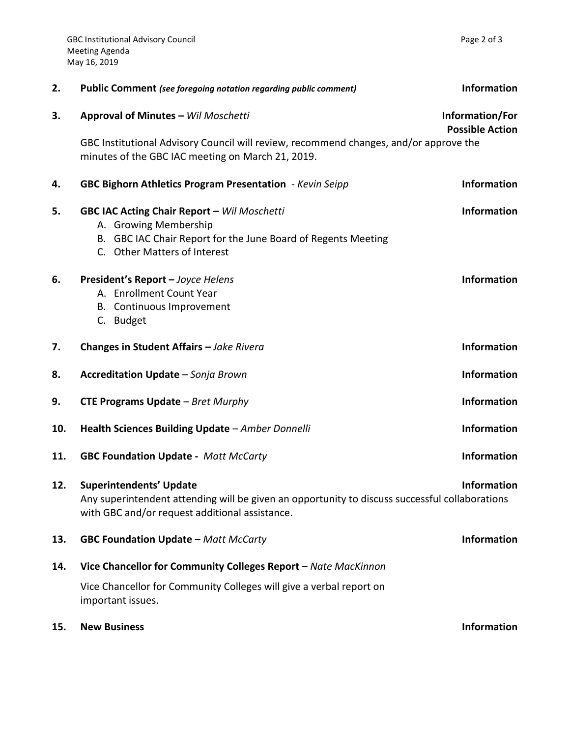**2. Public Comment** *(see foregoing notation regarding public comment)* — **Information**

**3. Approval of Minutes –** *Wil Moschetti* — **Information/For Possible Action**

GBC Institutional Advisory Council will review, recommend changes, and/or approve the minutes of the GBC IAC meeting on March 21, 2019.

**4. GBC Bighorn Athletics Program Presentation** - *Kevin Seipp* — **Information**

**5. GBC IAC Acting Chair Report –** *Wil Moschetti* — **Information**

A. Growing Membership
B. GBC IAC Chair Report for the June Board of Regents Meeting
C. Other Matters of Interest

**6. President's Report –** *Joyce Helens* — **Information**

A. Enrollment Count Year
B. Continuous Improvement
C. Budget

**7. Changes in Student Affairs –** *Jake Rivera* — **Information**

**8. Accreditation Update** – *Sonja Brown* — **Information**

**9. CTE Programs Update** – *Bret Murphy* — **Information**

**10. Health Sciences Building Update** – *Amber Donnelli* — **Information**

**11. GBC Foundation Update -** *Matt McCarty* — **Information**

**12. Superintendents' Update** — **Information**

Any superintendent attending will be given an opportunity to discuss successful collaborations with GBC and/or request additional assistance.

**13. GBC Foundation Update –** *Matt McCarty* — **Information**

**14. Vice Chancellor for Community Colleges Report** – *Nate MacKinnon*

Vice Chancellor for Community Colleges will give a verbal report on important issues.

**15. New Business** — **Information**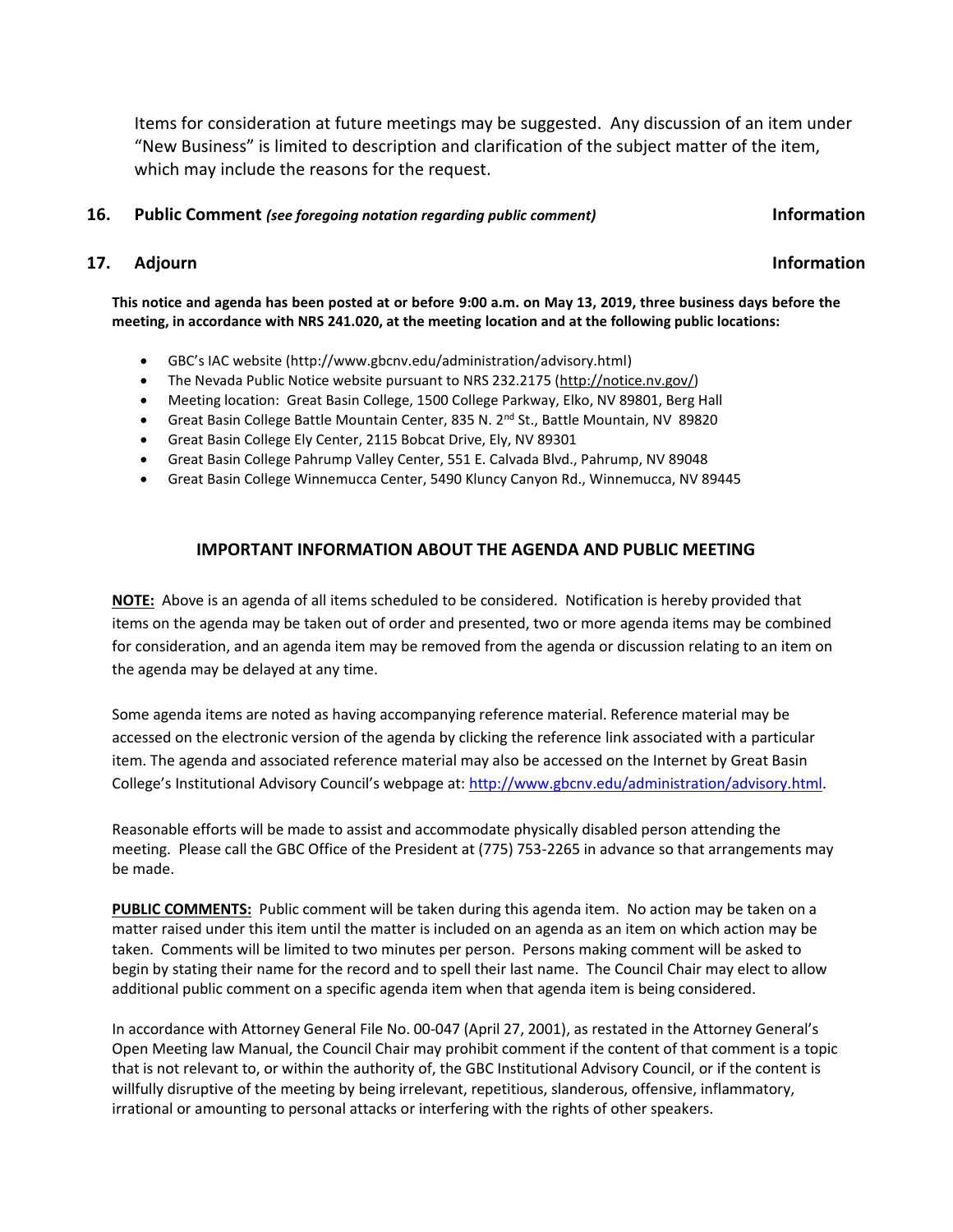Items for consideration at future meetings may be suggested. Any discussion of an item under "New Business" is limited to description and clarification of the subject matter of the item, which may include the reasons for the request.

**16. Public Comment** ***(see foregoing notation regarding public comment)*** **Information**

**17. Adjourn** **Information**

**This notice and agenda has been posted at or before 9:00 a.m. on May 13, 2019, three business days before the meeting, in accordance with NRS 241.020, at the meeting location and at the following public locations:**

- GBC's IAC website (http://www.gbcnv.edu/administration/advisory.html)
- The Nevada Public Notice website pursuant to NRS 232.2175 (http://notice.nv.gov/)
- Meeting location: Great Basin College, 1500 College Parkway, Elko, NV 89801, Berg Hall
- Great Basin College Battle Mountain Center, 835 N. 2nd St., Battle Mountain, NV 89820
- Great Basin College Ely Center, 2115 Bobcat Drive, Ely, NV 89301
- Great Basin College Pahrump Valley Center, 551 E. Calvada Blvd., Pahrump, NV 89048
- Great Basin College Winnemucca Center, 5490 Kluncy Canyon Rd., Winnemucca, NV 89445

## IMPORTANT INFORMATION ABOUT THE AGENDA AND PUBLIC MEETING

**NOTE:** Above is an agenda of all items scheduled to be considered. Notification is hereby provided that items on the agenda may be taken out of order and presented, two or more agenda items may be combined for consideration, and an agenda item may be removed from the agenda or discussion relating to an item on the agenda may be delayed at any time.

Some agenda items are noted as having accompanying reference material. Reference material may be accessed on the electronic version of the agenda by clicking the reference link associated with a particular item. The agenda and associated reference material may also be accessed on the Internet by Great Basin College's Institutional Advisory Council's webpage at: http://www.gbcnv.edu/administration/advisory.html.

Reasonable efforts will be made to assist and accommodate physically disabled person attending the meeting. Please call the GBC Office of the President at (775) 753-2265 in advance so that arrangements may be made.

**PUBLIC COMMENTS:** Public comment will be taken during this agenda item. No action may be taken on a matter raised under this item until the matter is included on an agenda as an item on which action may be taken. Comments will be limited to two minutes per person. Persons making comment will be asked to begin by stating their name for the record and to spell their last name. The Council Chair may elect to allow additional public comment on a specific agenda item when that agenda item is being considered.

In accordance with Attorney General File No. 00-047 (April 27, 2001), as restated in the Attorney General's Open Meeting law Manual, the Council Chair may prohibit comment if the content of that comment is a topic that is not relevant to, or within the authority of, the GBC Institutional Advisory Council, or if the content is willfully disruptive of the meeting by being irrelevant, repetitious, slanderous, offensive, inflammatory, irrational or amounting to personal attacks or interfering with the rights of other speakers.